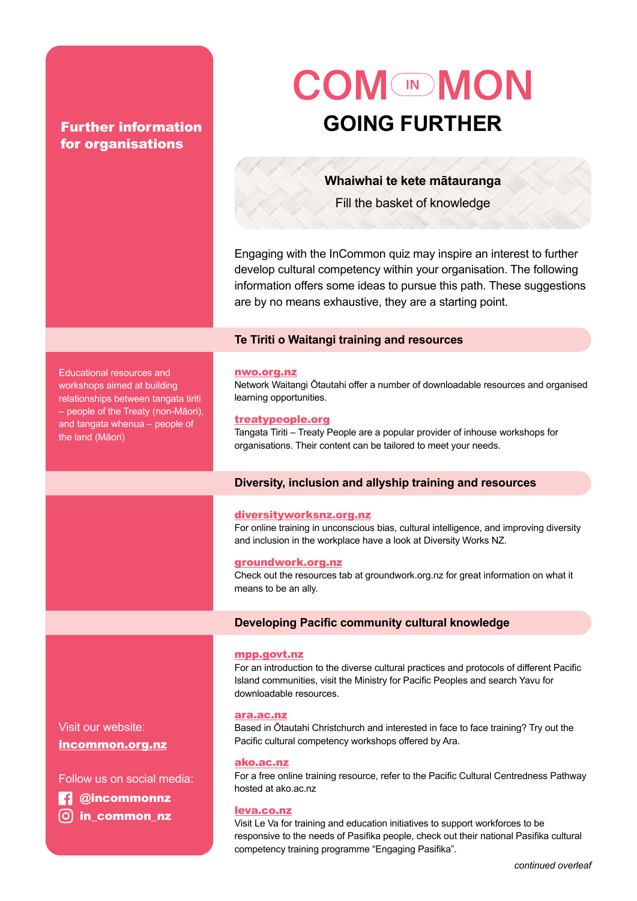# COM IN MON

## GOING FURTHER

**Further information for organisations**

**Whaiwhai te kete mātauranga**

Fill the basket of knowledge

Engaging with the InCommon quiz may inspire an interest to further develop cultural competency within your organisation. The following information offers some ideas to pursue this path. These suggestions are by no means exhaustive, they are a starting point.

### Te Tiriti o Waitangi training and resources

Educational resources and workshops aimed at building relationships between tangata tiriti – people of the Treaty (non-Māori), and tangata whenua – people of the land (Māori)

**nwo.org.nz**
Network Waitangi Ōtautahi offer a number of downloadable resources and organised learning opportunities.

**treatypeople.org**
Tangata Tiriti – Treaty People are a popular provider of inhouse workshops for organisations. Their content can be tailored to meet your needs.

### Diversity, inclusion and allyship training and resources

**diversityworksnz.org.nz**
For online training in unconscious bias, cultural intelligence, and improving diversity and inclusion in the workplace have a look at Diversity Works NZ.

**groundwork.org.nz**
Check out the resources tab at groundwork.org.nz for great information on what it means to be an ally.

### Developing Pacific community cultural knowledge

**mpp.govt.nz**
For an introduction to the diverse cultural practices and protocols of different Pacific Island communities, visit the Ministry for Pacific Peoples and search Yavu for downloadable resources.

**ara.ac.nz**
Based in Ōtautahi Christchurch and interested in face to face training? Try out the Pacific cultural competency workshops offered by Ara.

**ako.ac.nz**
For a free online training resource, refer to the Pacific Cultural Centredness Pathway hosted at ako.ac.nz

**leva.co.nz**
Visit Le Va for training and education initiatives to support workforces to be responsive to the needs of Pasifika people, check out their national Pasifika cultural competency training programme "Engaging Pasifika".

Visit our website:
**incommon.org.nz**

Follow us on social media:
**@incommonnz**
**in_common_nz**

*continued overleaf*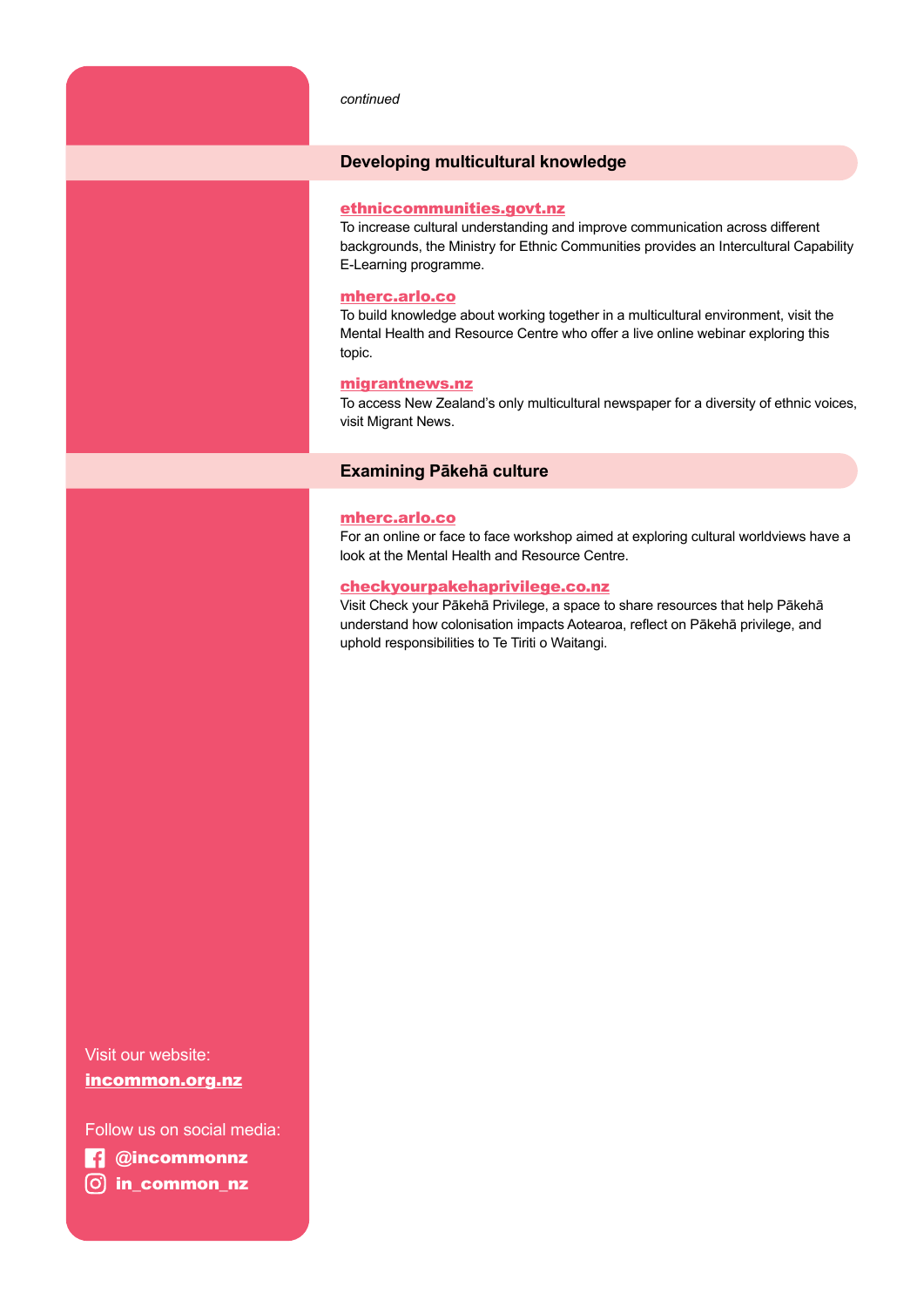*continued*

## Developing multicultural knowledge

**ethniccommunities.govt.nz**
To increase cultural understanding and improve communication across different backgrounds, the Ministry for Ethnic Communities provides an Intercultural Capability E-Learning programme.

**mherc.arlo.co**
To build knowledge about working together in a multicultural environment, visit the Mental Health and Resource Centre who offer a live online webinar exploring this topic.

**migrantnews.nz**
To access New Zealand's only multicultural newspaper for a diversity of ethnic voices, visit Migrant News.

## Examining Pākehā culture

**mherc.arlo.co**
For an online or face to face workshop aimed at exploring cultural worldviews have a look at the Mental Health and Resource Centre.

**checkyourpakehaprivilege.co.nz**
Visit Check your Pākehā Privilege, a space to share resources that help Pākehā understand how colonisation impacts Aotearoa, reflect on Pākehā privilege, and uphold responsibilities to Te Tiriti o Waitangi.

Visit our website:
**incommon.org.nz**

Follow us on social media:
**@incommonnz**
**in_common_nz**